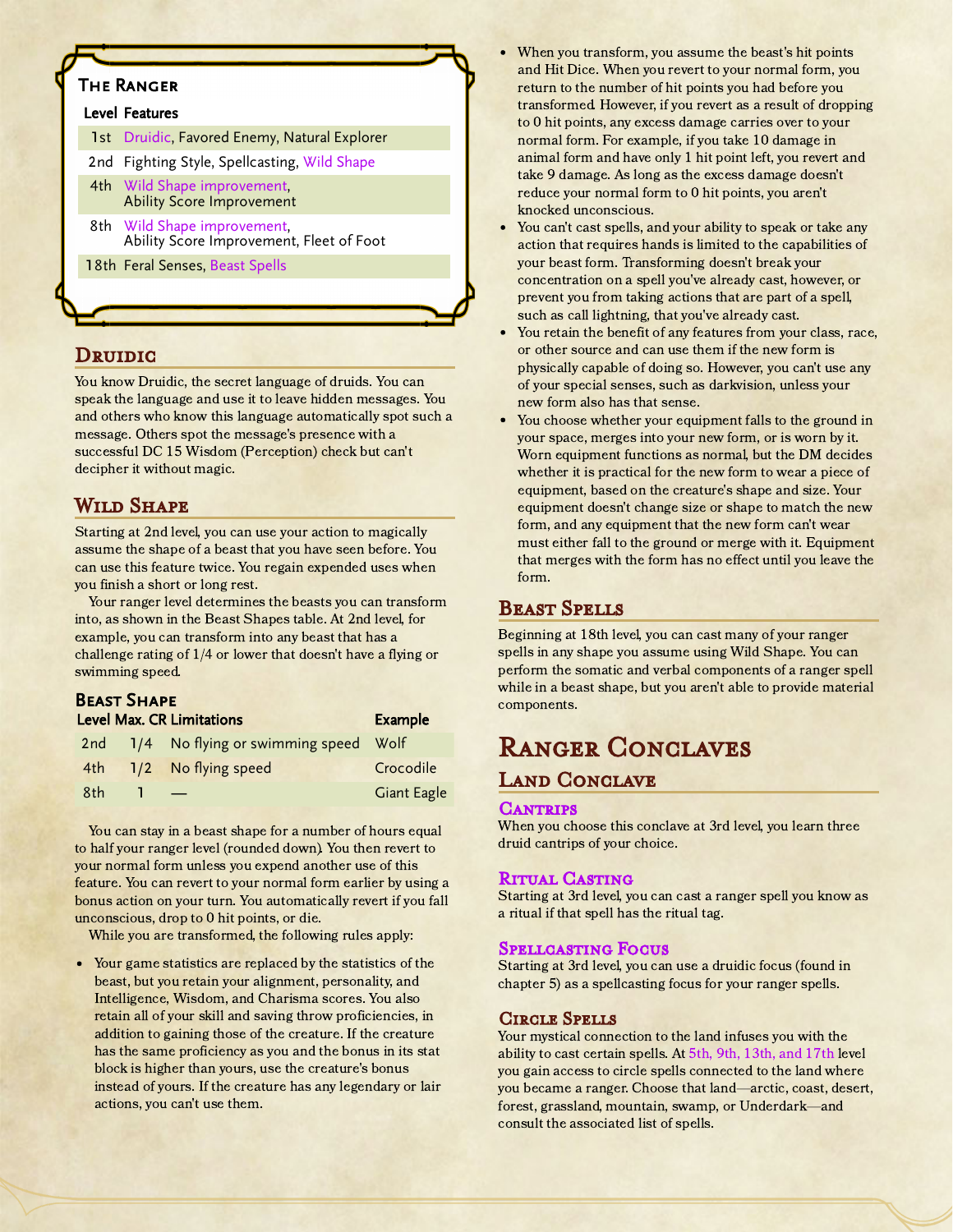## The Ranger

| Level | Features |
|---|---|
| 1st | Druidic, Favored Enemy, Natural Explorer |
| 2nd | Fighting Style, Spellcasting, Wild Shape |
| 4th | Wild Shape improvement, Ability Score Improvement |
| 8th | Wild Shape improvement, Ability Score Improvement, Fleet of Foot |
| 18th | Feral Senses, Beast Spells |

## Druidic

You know Druidic, the secret language of druids. You can speak the language and use it to leave hidden messages. You and others who know this language automatically spot such a message. Others spot the message's presence with a successful DC 15 Wisdom (Perception) check but can't decipher it without magic.

## Wild Shape

Starting at 2nd level, you can use your action to magically assume the shape of a beast that you have seen before. You can use this feature twice. You regain expended uses when you finish a short or long rest.

Your ranger level determines the beasts you can transform into, as shown in the Beast Shapes table. At 2nd level, for example, you can transform into any beast that has a challenge rating of 1/4 or lower that doesn't have a flying or swimming speed.

### Beast Shape

| Level | Max. CR | Limitations | Example |
|---|---|---|---|
| 2nd | 1/4 | No flying or swimming speed | Wolf |
| 4th | 1/2 | No flying speed | Crocodile |
| 8th | 1 | — | Giant Eagle |

You can stay in a beast shape for a number of hours equal to half your ranger level (rounded down). You then revert to your normal form unless you expend another use of this feature. You can revert to your normal form earlier by using a bonus action on your turn. You automatically revert if you fall unconscious, drop to 0 hit points, or die.

While you are transformed, the following rules apply:

- Your game statistics are replaced by the statistics of the beast, but you retain your alignment, personality, and Intelligence, Wisdom, and Charisma scores. You also retain all of your skill and saving throw proficiencies, in addition to gaining those of the creature. If the creature has the same proficiency as you and the bonus in its stat block is higher than yours, use the creature's bonus instead of yours. If the creature has any legendary or lair actions, you can't use them.
- When you transform, you assume the beast's hit points and Hit Dice. When you revert to your normal form, you return to the number of hit points you had before you transformed. However, if you revert as a result of dropping to 0 hit points, any excess damage carries over to your normal form. For example, if you take 10 damage in animal form and have only 1 hit point left, you revert and take 9 damage. As long as the excess damage doesn't reduce your normal form to 0 hit points, you aren't knocked unconscious.
- You can't cast spells, and your ability to speak or take any action that requires hands is limited to the capabilities of your beast form. Transforming doesn't break your concentration on a spell you've already cast, however, or prevent you from taking actions that are part of a spell, such as call lightning, that you've already cast.
- You retain the benefit of any features from your class, race, or other source and can use them if the new form is physically capable of doing so. However, you can't use any of your special senses, such as darkvision, unless your new form also has that sense.
- You choose whether your equipment falls to the ground in your space, merges into your new form, or is worn by it. Worn equipment functions as normal, but the DM decides whether it is practical for the new form to wear a piece of equipment, based on the creature's shape and size. Your equipment doesn't change size or shape to match the new form, and any equipment that the new form can't wear must either fall to the ground or merge with it. Equipment that merges with the form has no effect until you leave the form.

## Beast Spells

Beginning at 18th level, you can cast many of your ranger spells in any shape you assume using Wild Shape. You can perform the somatic and verbal components of a ranger spell while in a beast shape, but you aren't able to provide material components.

# Ranger Conclaves

## Land Conclave

### Cantrips

When you choose this conclave at 3rd level, you learn three druid cantrips of your choice.

### Ritual Casting

Starting at 3rd level, you can cast a ranger spell you know as a ritual if that spell has the ritual tag.

### Spellcasting Focus

Starting at 3rd level, you can use a druidic focus (found in chapter 5) as a spellcasting focus for your ranger spells.

### Circle Spells

Your mystical connection to the land infuses you with the ability to cast certain spells. At 5th, 9th, 13th, and 17th level you gain access to circle spells connected to the land where you became a ranger. Choose that land—arctic, coast, desert, forest, grassland, mountain, swamp, or Underdark—and consult the associated list of spells.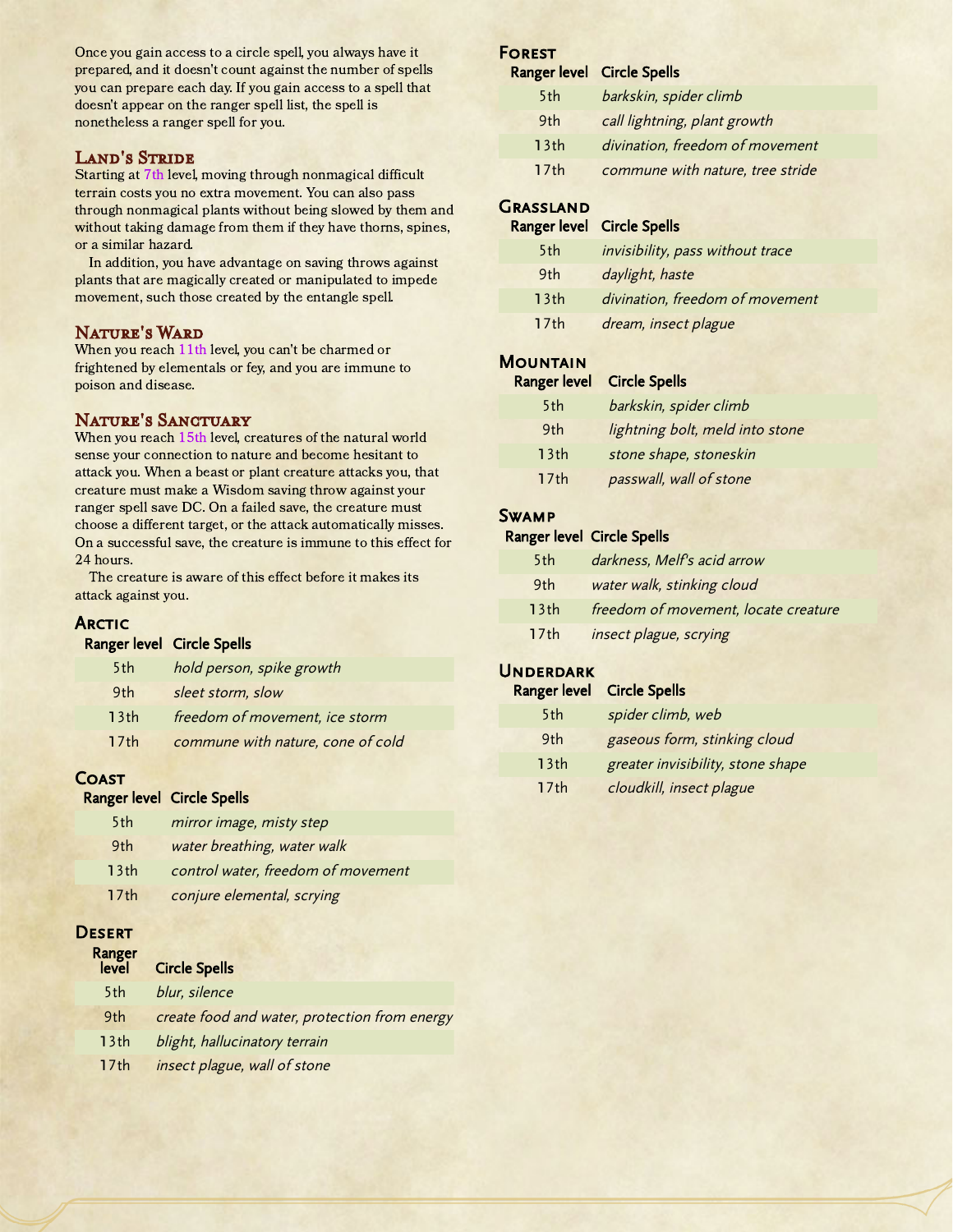Once you gain access to a circle spell, you always have it prepared, and it doesn't count against the number of spells you can prepare each day. If you gain access to a spell that doesn't appear on the ranger spell list, the spell is nonetheless a ranger spell for you.

### Land's Stride

Starting at 7th level, moving through nonmagical difficult terrain costs you no extra movement. You can also pass through nonmagical plants without being slowed by them and without taking damage from them if they have thorns, spines, or a similar hazard.

In addition, you have advantage on saving throws against plants that are magically created or manipulated to impede movement, such those created by the entangle spell.

### Nature's Ward

When you reach 11th level, you can't be charmed or frightened by elementals or fey, and you are immune to poison and disease.

### Nature's Sanctuary

When you reach 15th level, creatures of the natural world sense your connection to nature and become hesitant to attack you. When a beast or plant creature attacks you, that creature must make a Wisdom saving throw against your ranger spell save DC. On a failed save, the creature must choose a different target, or the attack automatically misses. On a successful save, the creature is immune to this effect for 24 hours.

The creature is aware of this effect before it makes its attack against you.

#### Arctic

| Ranger level | Circle Spells |
|---|---|
| 5th | *hold person, spike growth* |
| 9th | *sleet storm, slow* |
| 13th | *freedom of movement, ice storm* |
| 17th | *commune with nature, cone of cold* |

#### Coast

| Ranger level | Circle Spells |
|---|---|
| 5th | *mirror image, misty step* |
| 9th | *water breathing, water walk* |
| 13th | *control water, freedom of movement* |
| 17th | *conjure elemental, scrying* |

#### Desert

| Ranger level | Circle Spells |
|---|---|
| 5th | *blur, silence* |
| 9th | *create food and water, protection from energy* |
| 13th | *blight, hallucinatory terrain* |
| 17th | *insect plague, wall of stone* |

#### Forest

| Ranger level | Circle Spells |
|---|---|
| 5th | *barkskin, spider climb* |
| 9th | *call lightning, plant growth* |
| 13th | *divination, freedom of movement* |
| 17th | *commune with nature, tree stride* |

#### Grassland

| Ranger level | Circle Spells |
|---|---|
| 5th | *invisibility, pass without trace* |
| 9th | *daylight, haste* |
| 13th | *divination, freedom of movement* |
| 17th | *dream, insect plague* |

#### Mountain

| Ranger level | Circle Spells |
|---|---|
| 5th | *barkskin, spider climb* |
| 9th | *lightning bolt, meld into stone* |
| 13th | *stone shape, stoneskin* |
| 17th | *passwall, wall of stone* |

#### Swamp

| Ranger level | Circle Spells |
|---|---|
| 5th | *darkness, Melf's acid arrow* |
| 9th | *water walk, stinking cloud* |
| 13th | *freedom of movement, locate creature* |
| 17th | *insect plague, scrying* |

#### Underdark

| Ranger level | Circle Spells |
|---|---|
| 5th | *spider climb, web* |
| 9th | *gaseous form, stinking cloud* |
| 13th | *greater invisibility, stone shape* |
| 17th | *cloudkill, insect plague* |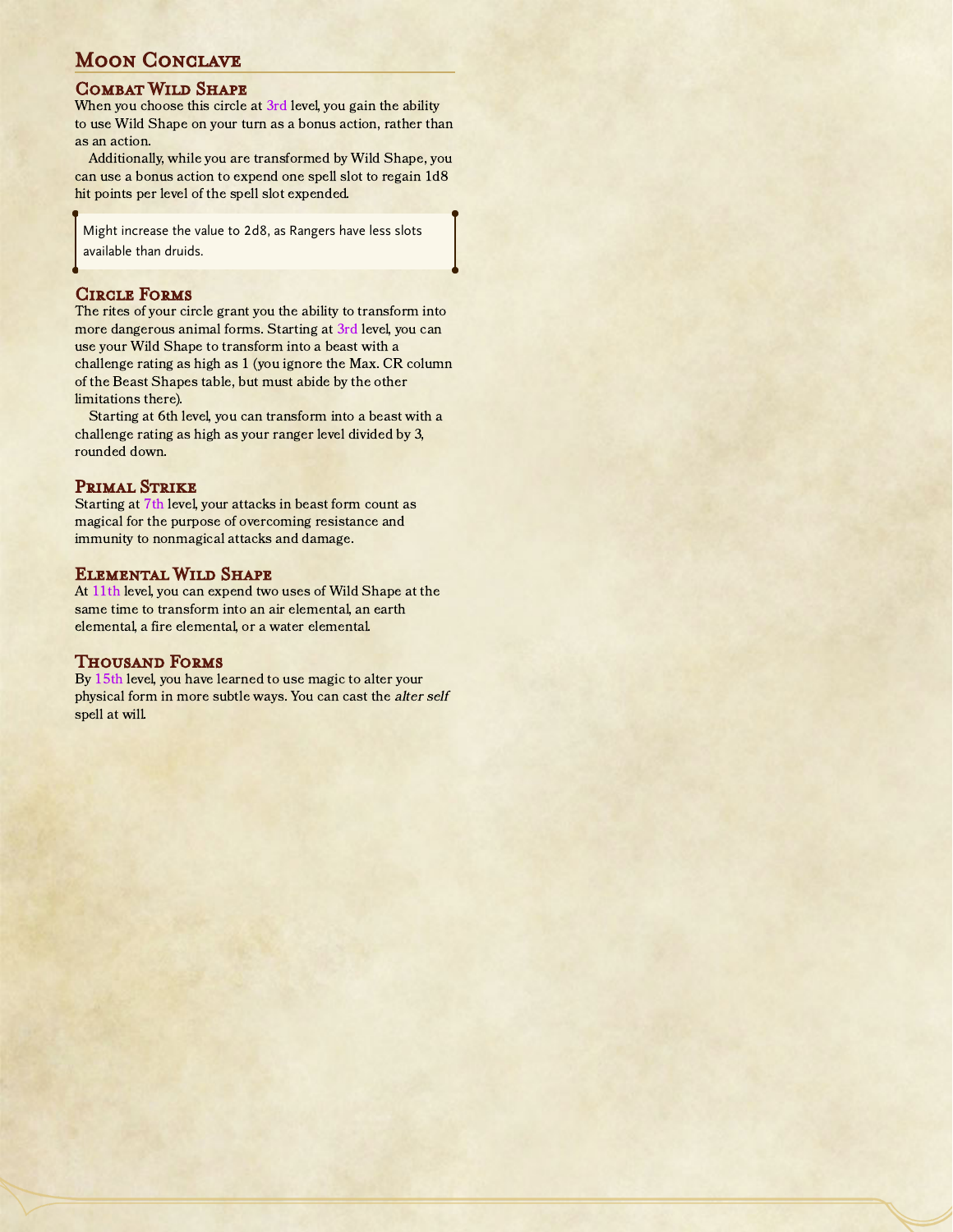## Moon Conclave

### Combat Wild Shape

When you choose this circle at 3rd level, you gain the ability to use Wild Shape on your turn as a bonus action, rather than as an action.

Additionally, while you are transformed by Wild Shape, you can use a bonus action to expend one spell slot to regain 1d8 hit points per level of the spell slot expended.

> Might increase the value to 2d8, as Rangers have less slots available than druids.

### Circle Forms

The rites of your circle grant you the ability to transform into more dangerous animal forms. Starting at 3rd level, you can use your Wild Shape to transform into a beast with a challenge rating as high as 1 (you ignore the Max. CR column of the Beast Shapes table, but must abide by the other limitations there).

Starting at 6th level, you can transform into a beast with a challenge rating as high as your ranger level divided by 3, rounded down.

### Primal Strike

Starting at 7th level, your attacks in beast form count as magical for the purpose of overcoming resistance and immunity to nonmagical attacks and damage.

### Elemental Wild Shape

At 11th level, you can expend two uses of Wild Shape at the same time to transform into an air elemental, an earth elemental, a fire elemental, or a water elemental.

### Thousand Forms

By 15th level, you have learned to use magic to alter your physical form in more subtle ways. You can cast the *alter self* spell at will.